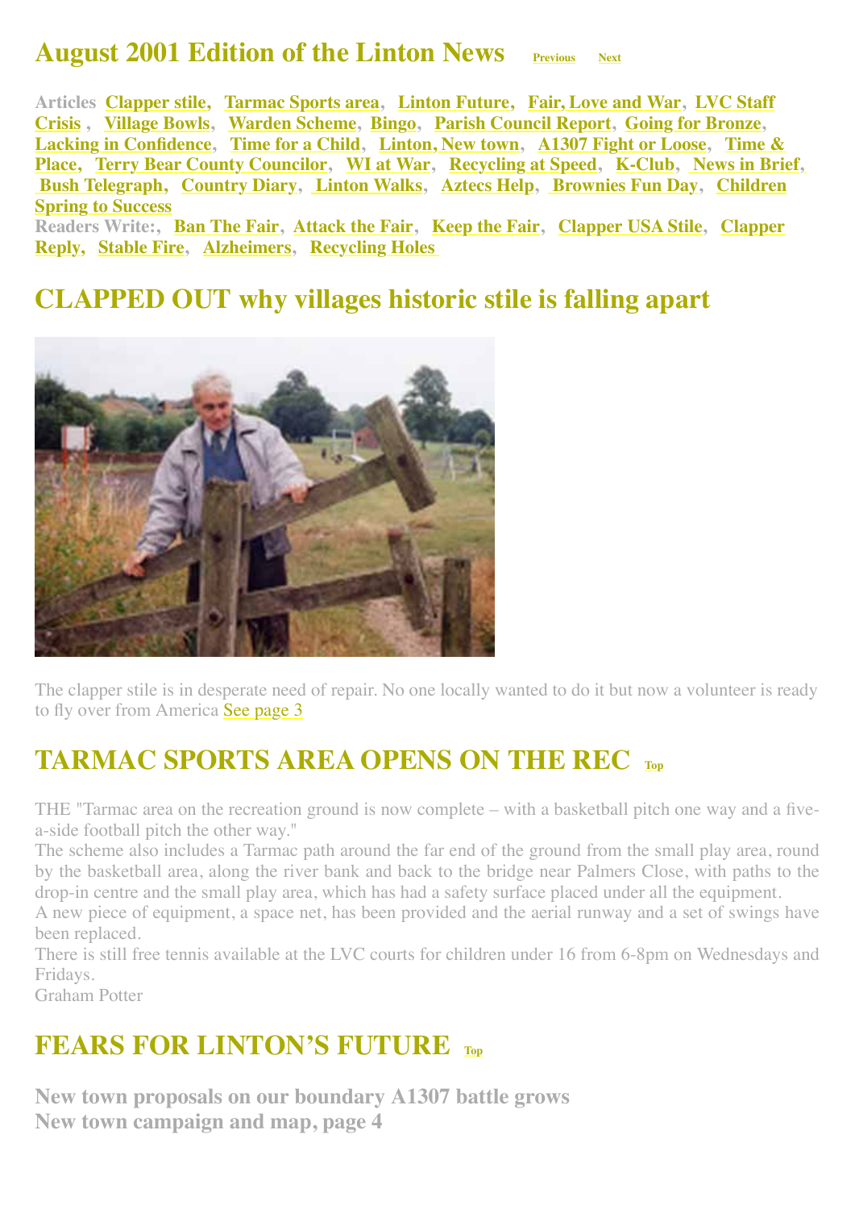# August 2001 Edition of the Linton News

Previous Next

**Articles** Clapper stile, Tarmac Sports area, Linton Future, Fair, Love and War, LVC Staff Crisis, Village Bowls, Warden Scheme, Bingo, Parish Council Report, Going for Bronze, Lacking in Confidence, Time for a Child, Linton, New town, A1307 Fight or Loose, Time & Place, Terry Bear County Councilor, WI at War, Recycling at Speed, K-Club, News in Brief, Bush Telegraph, Country Diary, Linton Walks, Aztecs Help, Brownies Fun Day, Children Spring to Success

**Readers Write:**, Ban The Fair, Attack the Fair, Keep the Fair, Clapper USA Stile, Clapper Reply, Stable Fire, Alzheimers, Recycling Holes

## CLAPPED OUT why villages historic stile is falling apart

The clapper stile is in desperate need of repair. No one locally wanted to do it but now a volunteer is ready to fly over from America See page 3

## TARMAC SPORTS AREA OPENS ON THE REC

Top

THE "Tarmac area on the recreation ground is now complete – with a basketball pitch one way and a five-a-side football pitch the other way."

The scheme also includes a Tarmac path around the far end of the ground from the small play area, round by the basketball area, along the river bank and back to the bridge near Palmers Close, with paths to the drop-in centre and the small play area, which has had a safety surface placed under all the equipment.

A new piece of equipment, a space net, has been provided and the aerial runway and a set of swings have been replaced.

There is still free tennis available at the LVC courts for children under 16 from 6-8pm on Wednesdays and Fridays.

Graham Potter

## FEARS FOR LINTON'S FUTURE

Top

**New town proposals on our boundary A1307 battle grows**

**New town campaign and map, page 4**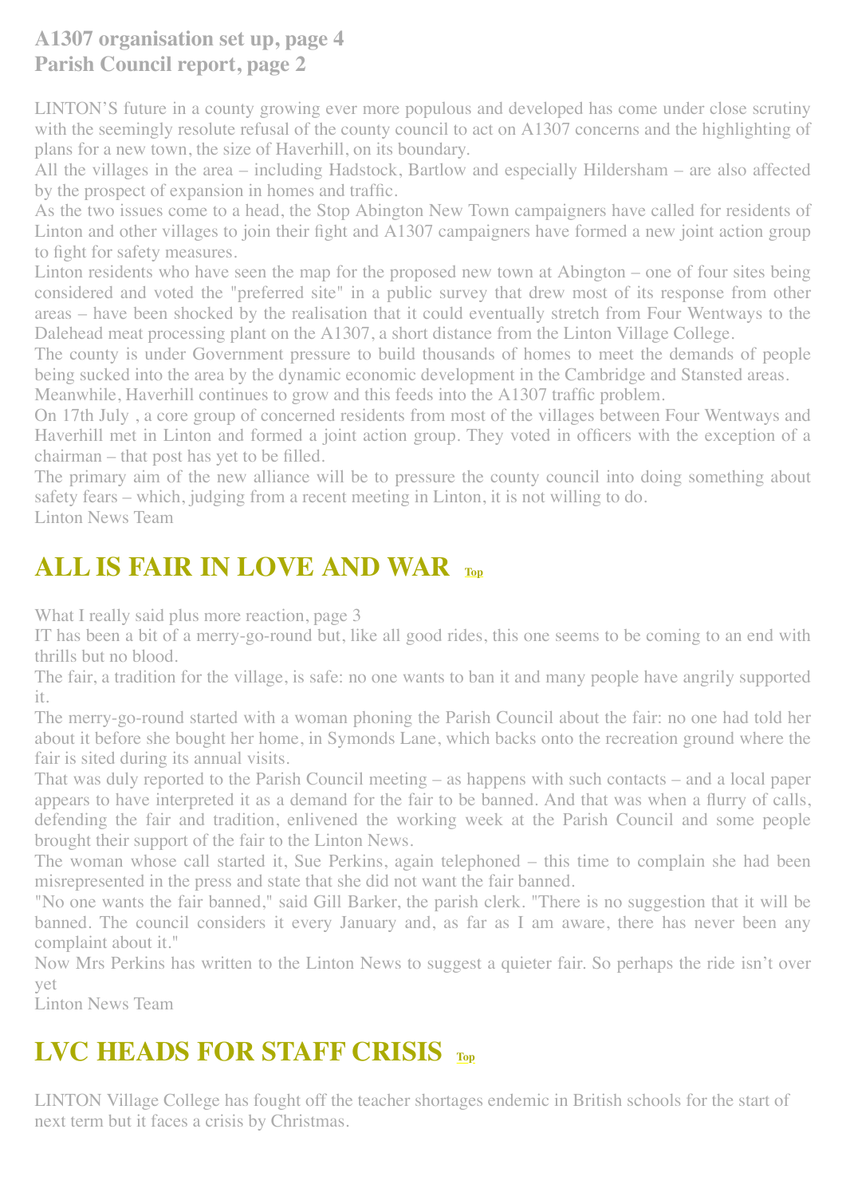**A1307 organisation set up, page 4**
**Parish Council report, page 2**

LINTON'S future in a county growing ever more populous and developed has come under close scrutiny with the seemingly resolute refusal of the county council to act on A1307 concerns and the highlighting of plans for a new town, the size of Haverhill, on its boundary.

All the villages in the area – including Hadstock, Bartlow and especially Hildersham – are also affected by the prospect of expansion in homes and traffic.

As the two issues come to a head, the Stop Abington New Town campaigners have called for residents of Linton and other villages to join their fight and A1307 campaigners have formed a new joint action group to fight for safety measures.

Linton residents who have seen the map for the proposed new town at Abington – one of four sites being considered and voted the "preferred site" in a public survey that drew most of its response from other areas – have been shocked by the realisation that it could eventually stretch from Four Wentways to the Dalehead meat processing plant on the A1307, a short distance from the Linton Village College.

The county is under Government pressure to build thousands of homes to meet the demands of people being sucked into the area by the dynamic economic development in the Cambridge and Stansted areas.

Meanwhile, Haverhill continues to grow and this feeds into the A1307 traffic problem.

On 17th July , a core group of concerned residents from most of the villages between Four Wentways and Haverhill met in Linton and formed a joint action group. They voted in officers with the exception of a chairman – that post has yet to be filled.

The primary aim of the new alliance will be to pressure the county council into doing something about safety fears – which, judging from a recent meeting in Linton, it is not willing to do.

Linton News Team

## ALL IS FAIR IN LOVE AND WAR

What I really said plus more reaction, page 3

IT has been a bit of a merry-go-round but, like all good rides, this one seems to be coming to an end with thrills but no blood.

The fair, a tradition for the village, is safe: no one wants to ban it and many people have angrily supported it.

The merry-go-round started with a woman phoning the Parish Council about the fair: no one had told her about it before she bought her home, in Symonds Lane, which backs onto the recreation ground where the fair is sited during its annual visits.

That was duly reported to the Parish Council meeting – as happens with such contacts – and a local paper appears to have interpreted it as a demand for the fair to be banned. And that was when a flurry of calls, defending the fair and tradition, enlivened the working week at the Parish Council and some people brought their support of the fair to the Linton News.

The woman whose call started it, Sue Perkins, again telephoned – this time to complain she had been misrepresented in the press and state that she did not want the fair banned.

"No one wants the fair banned," said Gill Barker, the parish clerk. "There is no suggestion that it will be banned. The council considers it every January and, as far as I am aware, there has never been any complaint about it."

Now Mrs Perkins has written to the Linton News to suggest a quieter fair. So perhaps the ride isn't over yet

Linton News Team

## LVC HEADS FOR STAFF CRISIS

LINTON Village College has fought off the teacher shortages endemic in British schools for the start of next term but it faces a crisis by Christmas.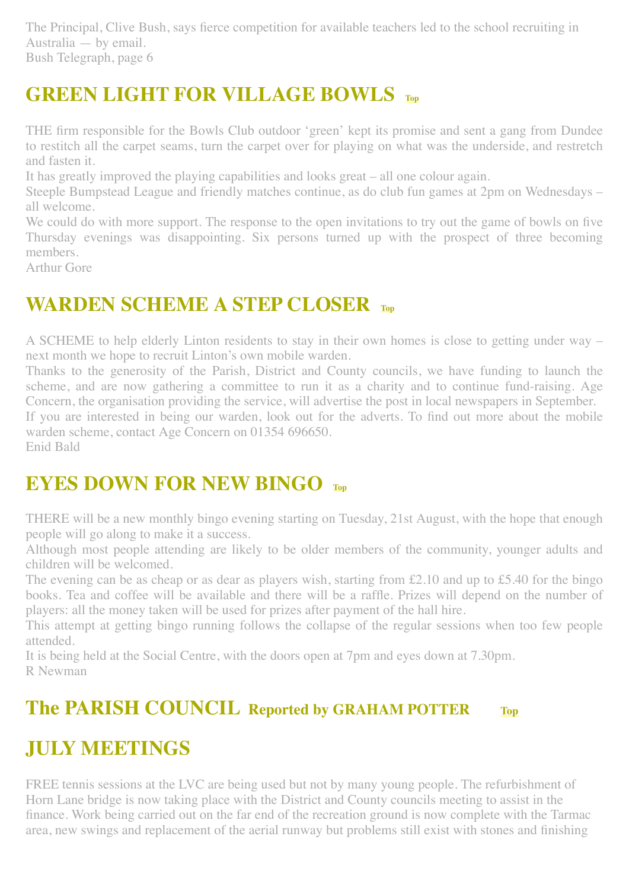The Principal, Clive Bush, says fierce competition for available teachers led to the school recruiting in Australia — by email.
Bush Telegraph, page 6

## GREEN LIGHT FOR VILLAGE BOWLS Top

THE firm responsible for the Bowls Club outdoor 'green' kept its promise and sent a gang from Dundee to restitch all the carpet seams, turn the carpet over for playing on what was the underside, and restretch and fasten it.

It has greatly improved the playing capabilities and looks great – all one colour again.

Steeple Bumpstead League and friendly matches continue, as do club fun games at 2pm on Wednesdays – all welcome.

We could do with more support. The response to the open invitations to try out the game of bowls on five Thursday evenings was disappointing. Six persons turned up with the prospect of three becoming members.

Arthur Gore

## WARDEN SCHEME A STEP CLOSER Top

A SCHEME to help elderly Linton residents to stay in their own homes is close to getting under way – next month we hope to recruit Linton's own mobile warden.

Thanks to the generosity of the Parish, District and County councils, we have funding to launch the scheme, and are now gathering a committee to run it as a charity and to continue fund-raising. Age Concern, the organisation providing the service, will advertise the post in local newspapers in September.

If you are interested in being our warden, look out for the adverts. To find out more about the mobile warden scheme, contact Age Concern on 01354 696650.

Enid Bald

## EYES DOWN FOR NEW BINGO Top

THERE will be a new monthly bingo evening starting on Tuesday, 21st August, with the hope that enough people will go along to make it a success.

Although most people attending are likely to be older members of the community, younger adults and children will be welcomed.

The evening can be as cheap or as dear as players wish, starting from £2.10 and up to £5.40 for the bingo books. Tea and coffee will be available and there will be a raffle. Prizes will depend on the number of players: all the money taken will be used for prizes after payment of the hall hire.

This attempt at getting bingo running follows the collapse of the regular sessions when too few people attended.

It is being held at the Social Centre, with the doors open at 7pm and eyes down at 7.30pm.

R Newman

## The PARISH COUNCIL Reported by GRAHAM POTTER Top

## JULY MEETINGS

FREE tennis sessions at the LVC are being used but not by many young people. The refurbishment of Horn Lane bridge is now taking place with the District and County councils meeting to assist in the finance. Work being carried out on the far end of the recreation ground is now complete with the Tarmac area, new swings and replacement of the aerial runway but problems still exist with stones and finishing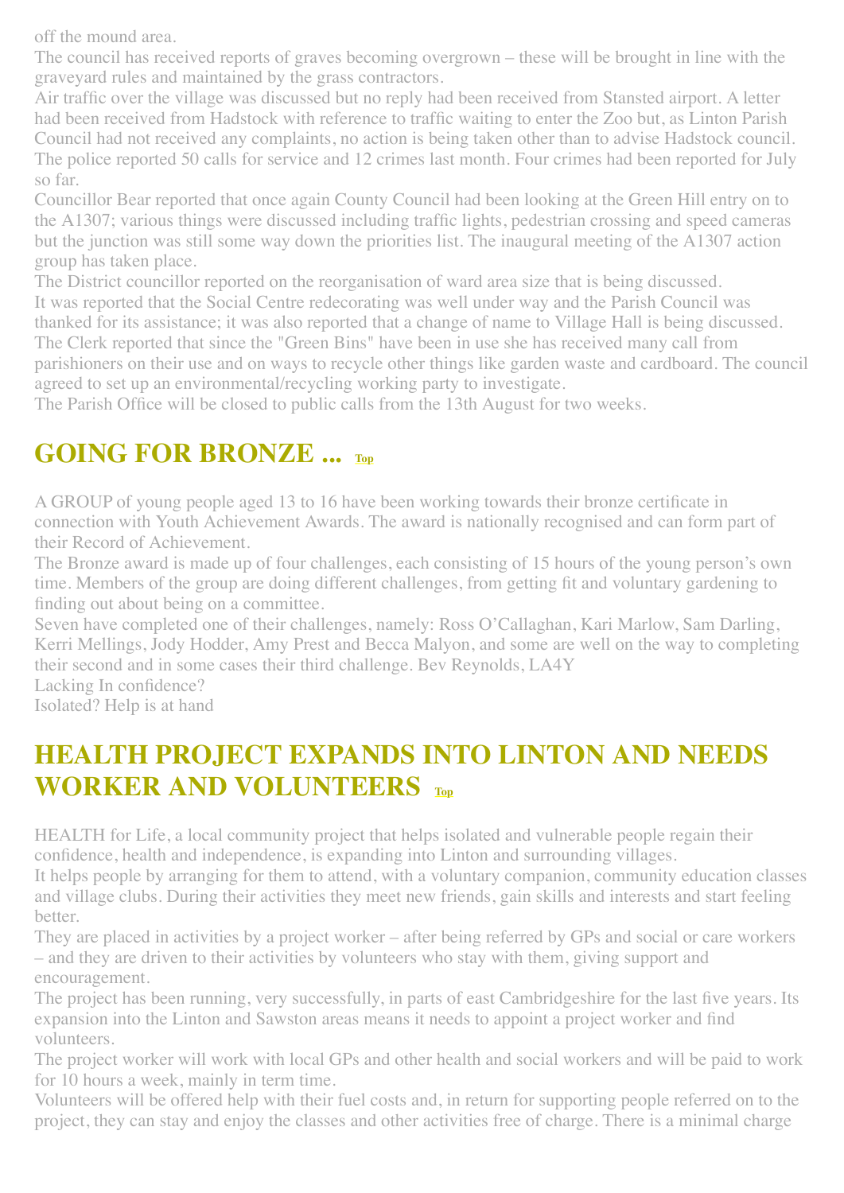off the mound area.

The council has received reports of graves becoming overgrown – these will be brought in line with the graveyard rules and maintained by the grass contractors.

Air traffic over the village was discussed but no reply had been received from Stansted airport. A letter had been received from Hadstock with reference to traffic waiting to enter the Zoo but, as Linton Parish Council had not received any complaints, no action is being taken other than to advise Hadstock council.

The police reported 50 calls for service and 12 crimes last month. Four crimes had been reported for July so far.

Councillor Bear reported that once again County Council had been looking at the Green Hill entry on to the A1307; various things were discussed including traffic lights, pedestrian crossing and speed cameras but the junction was still some way down the priorities list. The inaugural meeting of the A1307 action group has taken place.

The District councillor reported on the reorganisation of ward area size that is being discussed.

It was reported that the Social Centre redecorating was well under way and the Parish Council was thanked for its assistance; it was also reported that a change of name to Village Hall is being discussed.

The Clerk reported that since the "Green Bins" have been in use she has received many call from parishioners on their use and on ways to recycle other things like garden waste and cardboard. The council agreed to set up an environmental/recycling working party to investigate.

The Parish Office will be closed to public calls from the 13th August for two weeks.

## GOING FOR BRONZE ... Top

A GROUP of young people aged 13 to 16 have been working towards their bronze certificate in connection with Youth Achievement Awards. The award is nationally recognised and can form part of their Record of Achievement.

The Bronze award is made up of four challenges, each consisting of 15 hours of the young person's own time. Members of the group are doing different challenges, from getting fit and voluntary gardening to finding out about being on a committee.

Seven have completed one of their challenges, namely: Ross O'Callaghan, Kari Marlow, Sam Darling, Kerri Mellings, Jody Hodder, Amy Prest and Becca Malyon, and some are well on the way to completing their second and in some cases their third challenge. Bev Reynolds, LA4Y

Lacking In confidence?

Isolated? Help is at hand

## HEALTH PROJECT EXPANDS INTO LINTON AND NEEDS WORKER AND VOLUNTEERS Top

HEALTH for Life, a local community project that helps isolated and vulnerable people regain their confidence, health and independence, is expanding into Linton and surrounding villages.

It helps people by arranging for them to attend, with a voluntary companion, community education classes and village clubs. During their activities they meet new friends, gain skills and interests and start feeling better.

They are placed in activities by a project worker – after being referred by GPs and social or care workers – and they are driven to their activities by volunteers who stay with them, giving support and encouragement.

The project has been running, very successfully, in parts of east Cambridgeshire for the last five years. Its expansion into the Linton and Sawston areas means it needs to appoint a project worker and find volunteers.

The project worker will work with local GPs and other health and social workers and will be paid to work for 10 hours a week, mainly in term time.

Volunteers will be offered help with their fuel costs and, in return for supporting people referred on to the project, they can stay and enjoy the classes and other activities free of charge. There is a minimal charge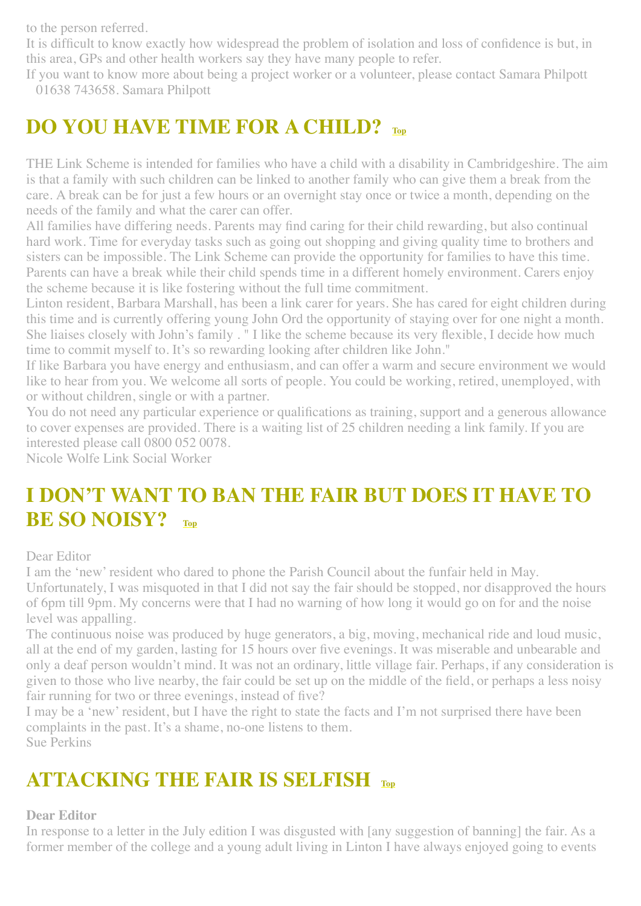to the person referred.

It is difficult to know exactly how widespread the problem of isolation and loss of confidence is but, in this area, GPs and other health workers say they have many people to refer.

If you want to know more about being a project worker or a volunteer, please contact Samara Philpott 01638 743658. Samara Philpott

## DO YOU HAVE TIME FOR A CHILD? Top

THE Link Scheme is intended for families who have a child with a disability in Cambridgeshire. The aim is that a family with such children can be linked to another family who can give them a break from the care. A break can be for just a few hours or an overnight stay once or twice a month, depending on the needs of the family and what the carer can offer.

All families have differing needs. Parents may find caring for their child rewarding, but also continual hard work. Time for everyday tasks such as going out shopping and giving quality time to brothers and sisters can be impossible. The Link Scheme can provide the opportunity for families to have this time. Parents can have a break while their child spends time in a different homely environment. Carers enjoy the scheme because it is like fostering without the full time commitment.

Linton resident, Barbara Marshall, has been a link carer for years. She has cared for eight children during this time and is currently offering young John Ord the opportunity of staying over for one night a month. She liaises closely with John's family . " I like the scheme because its very flexible, I decide how much time to commit myself to. It's so rewarding looking after children like John."

If like Barbara you have energy and enthusiasm, and can offer a warm and secure environment we would like to hear from you. We welcome all sorts of people. You could be working, retired, unemployed, with or without children, single or with a partner.

You do not need any particular experience or qualifications as training, support and a generous allowance to cover expenses are provided. There is a waiting list of 25 children needing a link family. If you are interested please call 0800 052 0078.

Nicole Wolfe Link Social Worker

## I DON'T WANT TO BAN THE FAIR BUT DOES IT HAVE TO BE SO NOISY? Top

Dear Editor

I am the 'new' resident who dared to phone the Parish Council about the funfair held in May. Unfortunately, I was misquoted in that I did not say the fair should be stopped, nor disapproved the hours of 6pm till 9pm. My concerns were that I had no warning of how long it would go on for and the noise level was appalling.

The continuous noise was produced by huge generators, a big, moving, mechanical ride and loud music, all at the end of my garden, lasting for 15 hours over five evenings. It was miserable and unbearable and only a deaf person wouldn't mind. It was not an ordinary, little village fair. Perhaps, if any consideration is given to those who live nearby, the fair could be set up on the middle of the field, or perhaps a less noisy fair running for two or three evenings, instead of five?

I may be a 'new' resident, but I have the right to state the facts and I'm not surprised there have been complaints in the past. It's a shame, no-one listens to them.

Sue Perkins

## ATTACKING THE FAIR IS SELFISH Top

**Dear Editor**

In response to a letter in the July edition I was disgusted with [any suggestion of banning] the fair. As a former member of the college and a young adult living in Linton I have always enjoyed going to events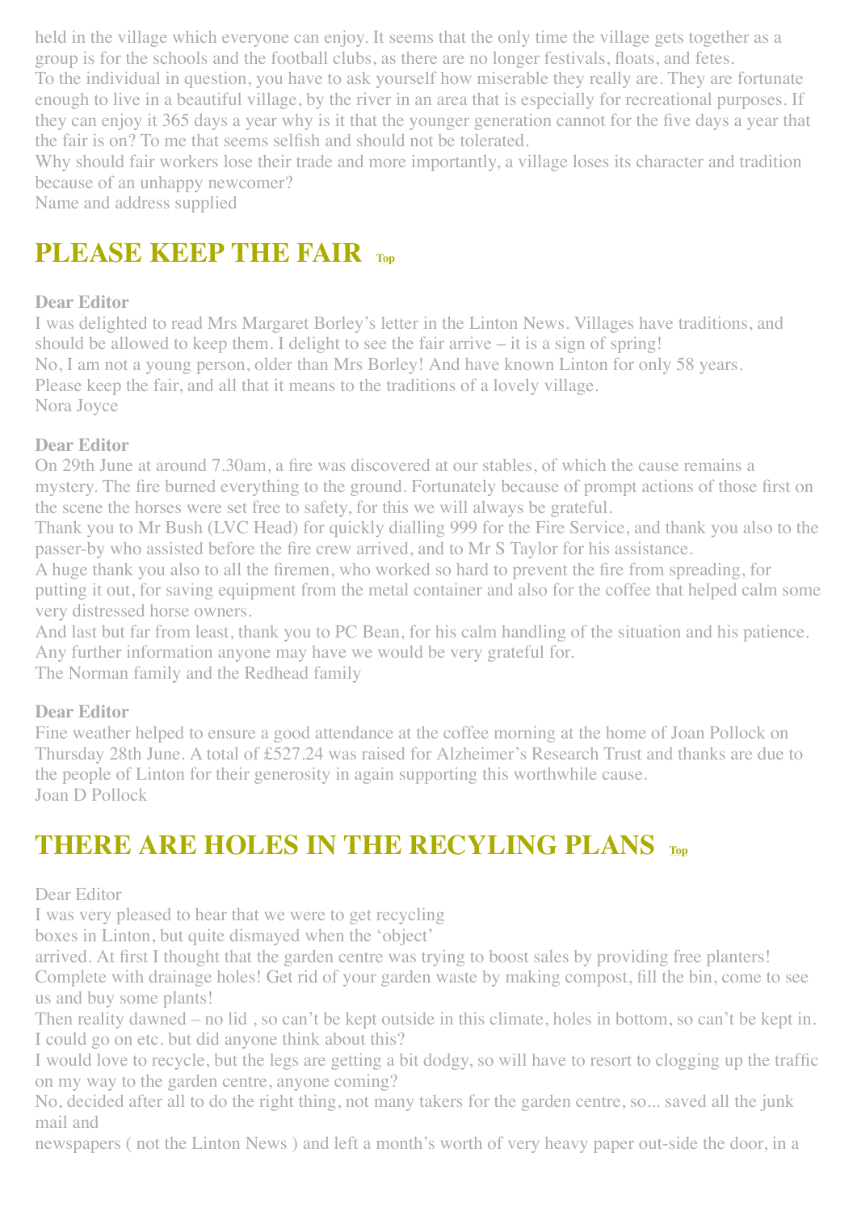held in the village which everyone can enjoy. It seems that the only time the village gets together as a group is for the schools and the football clubs, as there are no longer festivals, floats, and fetes.
To the individual in question, you have to ask yourself how miserable they really are. They are fortunate enough to live in a beautiful village, by the river in an area that is especially for recreational purposes. If they can enjoy it 365 days a year why is it that the younger generation cannot for the five days a year that the fair is on? To me that seems selfish and should not be tolerated.
Why should fair workers lose their trade and more importantly, a village loses its character and tradition because of an unhappy newcomer?
Name and address supplied

## PLEASE KEEP THE FAIR [Top]

**Dear Editor**
I was delighted to read Mrs Margaret Borley's letter in the Linton News. Villages have traditions, and should be allowed to keep them. I delight to see the fair arrive – it is a sign of spring!
No, I am not a young person, older than Mrs Borley! And have known Linton for only 58 years.
Please keep the fair, and all that it means to the traditions of a lovely village.
Nora Joyce

**Dear Editor**
On 29th June at around 7.30am, a fire was discovered at our stables, of which the cause remains a mystery. The fire burned everything to the ground. Fortunately because of prompt actions of those first on the scene the horses were set free to safety, for this we will always be grateful.
Thank you to Mr Bush (LVC Head) for quickly dialling 999 for the Fire Service, and thank you also to the passer-by who assisted before the fire crew arrived, and to Mr S Taylor for his assistance.
A huge thank you also to all the firemen, who worked so hard to prevent the fire from spreading, for putting it out, for saving equipment from the metal container and also for the coffee that helped calm some very distressed horse owners.
And last but far from least, thank you to PC Bean, for his calm handling of the situation and his patience.
Any further information anyone may have we would be very grateful for.
The Norman family and the Redhead family

**Dear Editor**
Fine weather helped to ensure a good attendance at the coffee morning at the home of Joan Pollock on Thursday 28th June. A total of £527.24 was raised for Alzheimer's Research Trust and thanks are due to the people of Linton for their generosity in again supporting this worthwhile cause.
Joan D Pollock

## THERE ARE HOLES IN THE RECYLING PLANS [Top]

Dear Editor
I was very pleased to hear that we were to get recycling boxes in Linton, but quite dismayed when the 'object' arrived. At first I thought that the garden centre was trying to boost sales by providing free planters! Complete with drainage holes! Get rid of your garden waste by making compost, fill the bin, come to see us and buy some plants!
Then reality dawned – no lid , so can't be kept outside in this climate, holes in bottom, so can't be kept in. I could go on etc. but did anyone think about this?
I would love to recycle, but the legs are getting a bit dodgy, so will have to resort to clogging up the traffic on my way to the garden centre, anyone coming?
No, decided after all to do the right thing, not many takers for the garden centre, so... saved all the junk mail and newspapers ( not the Linton News ) and left a month's worth of very heavy paper out-side the door, in a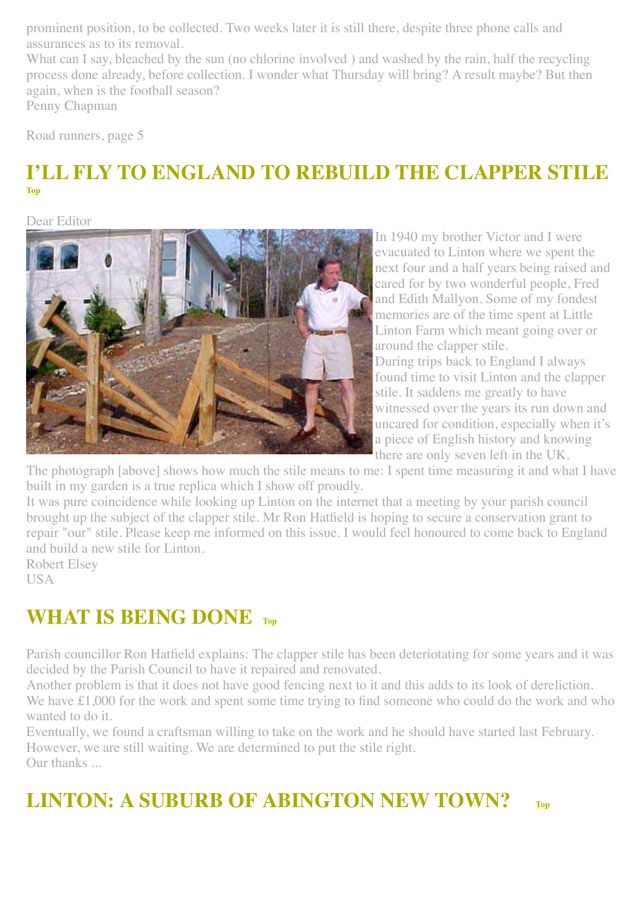prominent position, to be collected. Two weeks later it is still there, despite three phone calls and assurances as to its removal.

What can I say, bleached by the sun (no chlorine involved ) and washed by the rain, half the recycling process done already, before collection. I wonder what Thursday will bring? A result maybe? But then again, when is the football season?

Penny Chapman

Road runners, page 5

## I'LL FLY TO ENGLAND TO REBUILD THE CLAPPER STILE

Top

Dear Editor

In 1940 my brother Victor and I were evacuated to Linton where we spent the next four and a half years being raised and cared for by two wonderful people, Fred and Edith Mallyon. Some of my fondest memories are of the time spent at Little Linton Farm which meant going over or around the clapper stile.

During trips back to England I always found time to visit Linton and the clapper stile. It saddens me greatly to have witnessed over the years its run down and uncared for condition, especially when it's a piece of English history and knowing there are only seven left in the UK.

The photograph [above] shows how much the stile means to me: I spent time measuring it and what I have built in my garden is a true replica which I show off proudly.

It was pure coincidence while looking up Linton on the internet that a meeting by your parish council brought up the subject of the clapper stile. Mr Ron Hatfield is hoping to secure a conservation grant to repair "our" stile. Please keep me informed on this issue. I would feel honoured to come back to England and build a new stile for Linton.

Robert Elsey
USA

## WHAT IS BEING DONE

Top

Parish councillor Ron Hatfield explains: The clapper stile has been deteriotating for some years and it was decided by the Parish Council to have it repaired and renovated.

Another problem is that it does not have good fencing next to it and this adds to its look of dereliction. We have £1,000 for the work and spent some time trying to find someone who could do the work and who wanted to do it.

Eventually, we found a craftsman willing to take on the work and he should have started last February. However, we are still waiting. We are determined to put the stile right.

Our thanks ...

## LINTON: A SUBURB OF ABINGTON NEW TOWN?

Top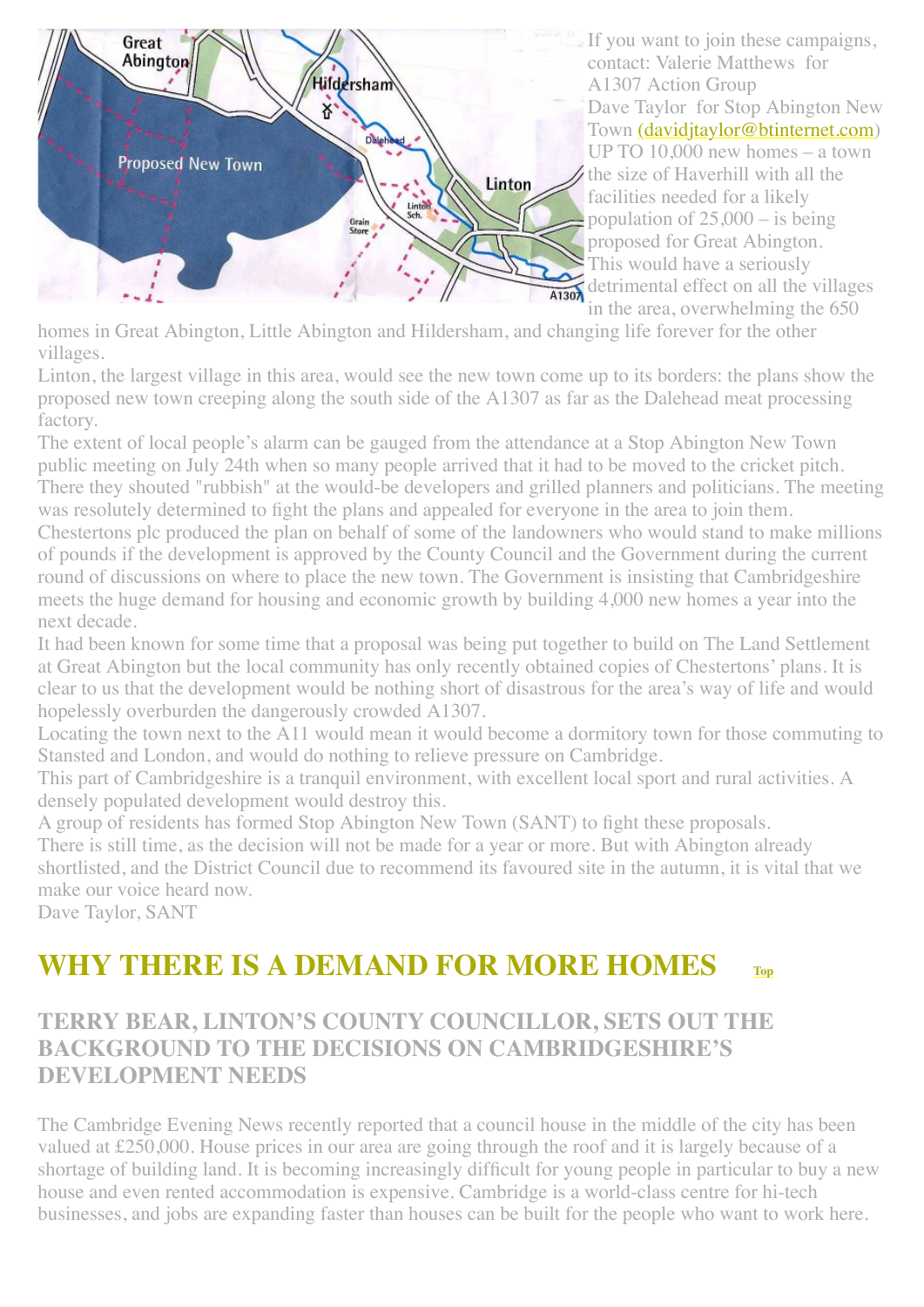If you want to join these campaigns, contact: Valerie Matthews for A1307 Action Group
Dave Taylor for Stop Abington New Town (davidjtaylor@btinternet.com)

UP TO 10,000 new homes – a town the size of Haverhill with all the facilities needed for a likely population of 25,000 – is being proposed for Great Abington. This would have a seriously detrimental effect on all the villages in the area, overwhelming the 650 homes in Great Abington, Little Abington and Hildersham, and changing life forever for the other villages.

Linton, the largest village in this area, would see the new town come up to its borders: the plans show the proposed new town creeping along the south side of the A1307 as far as the Dalehead meat processing factory.

The extent of local people's alarm can be gauged from the attendance at a Stop Abington New Town public meeting on July 24th when so many people arrived that it had to be moved to the cricket pitch. There they shouted "rubbish" at the would-be developers and grilled planners and politicians. The meeting was resolutely determined to fight the plans and appealed for everyone in the area to join them.

Chestertons plc produced the plan on behalf of some of the landowners who would stand to make millions of pounds if the development is approved by the County Council and the Government during the current round of discussions on where to place the new town. The Government is insisting that Cambridgeshire meets the huge demand for housing and economic growth by building 4,000 new homes a year into the next decade.

It had been known for some time that a proposal was being put together to build on The Land Settlement at Great Abington but the local community has only recently obtained copies of Chestertons' plans. It is clear to us that the development would be nothing short of disastrous for the area's way of life and would hopelessly overburden the dangerously crowded A1307.

Locating the town next to the A11 would mean it would become a dormitory town for those commuting to Stansted and London, and would do nothing to relieve pressure on Cambridge.

This part of Cambridgeshire is a tranquil environment, with excellent local sport and rural activities. A densely populated development would destroy this.

A group of residents has formed Stop Abington New Town (SANT) to fight these proposals.

There is still time, as the decision will not be made for a year or more. But with Abington already shortlisted, and the District Council due to recommend its favoured site in the autumn, it is vital that we make our voice heard now.

Dave Taylor, SANT

# WHY THERE IS A DEMAND FOR MORE HOMES

Top

## TERRY BEAR, LINTON'S COUNTY COUNCILLOR, SETS OUT THE BACKGROUND TO THE DECISIONS ON CAMBRIDGESHIRE'S DEVELOPMENT NEEDS

The Cambridge Evening News recently reported that a council house in the middle of the city has been valued at £250,000. House prices in our area are going through the roof and it is largely because of a shortage of building land. It is becoming increasingly difficult for young people in particular to buy a new house and even rented accommodation is expensive. Cambridge is a world-class centre for hi-tech businesses, and jobs are expanding faster than houses can be built for the people who want to work here.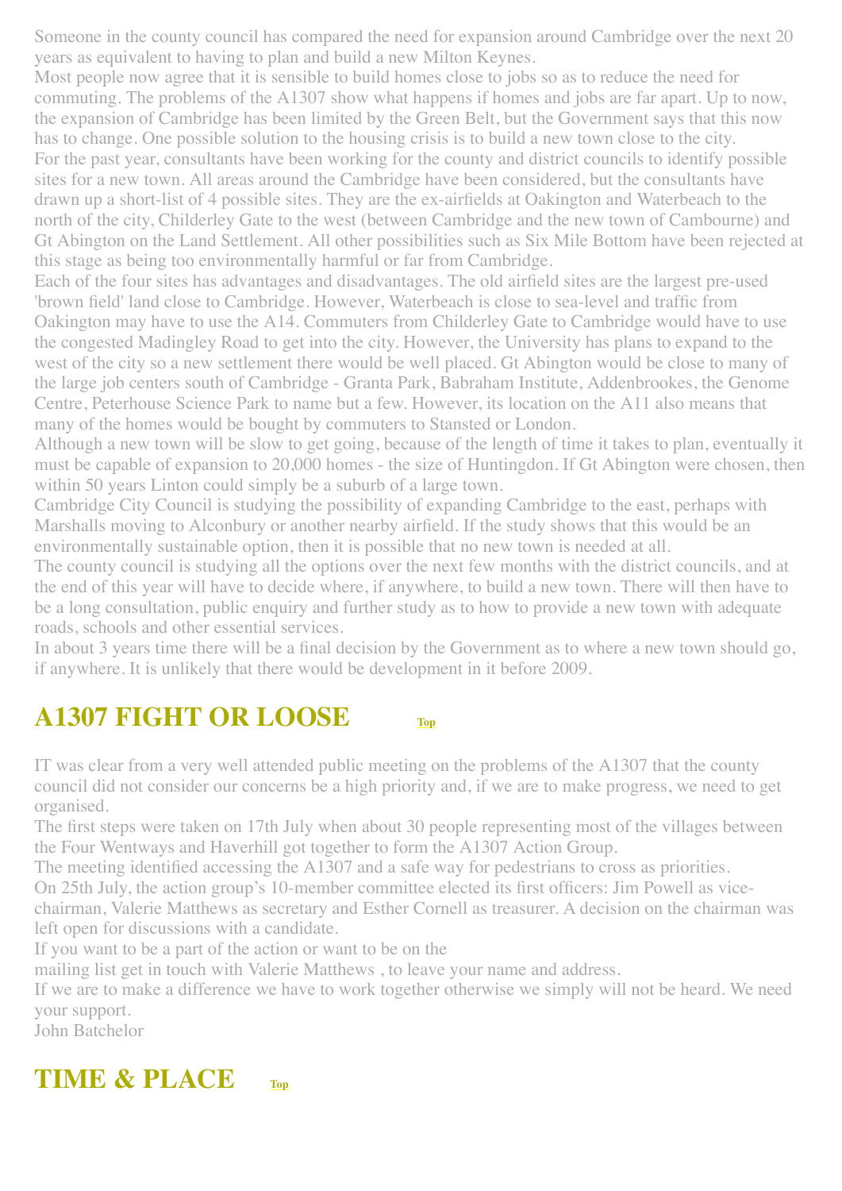Someone in the county council has compared the need for expansion around Cambridge over the next 20 years as equivalent to having to plan and build a new Milton Keynes.

Most people now agree that it is sensible to build homes close to jobs so as to reduce the need for commuting. The problems of the A1307 show what happens if homes and jobs are far apart. Up to now, the expansion of Cambridge has been limited by the Green Belt, but the Government says that this now has to change. One possible solution to the housing crisis is to build a new town close to the city.

For the past year, consultants have been working for the county and district councils to identify possible sites for a new town. All areas around the Cambridge have been considered, but the consultants have drawn up a short-list of 4 possible sites. They are the ex-airfields at Oakington and Waterbeach to the north of the city, Childerley Gate to the west (between Cambridge and the new town of Cambourne) and Gt Abington on the Land Settlement. All other possibilities such as Six Mile Bottom have been rejected at this stage as being too environmentally harmful or far from Cambridge.

Each of the four sites has advantages and disadvantages. The old airfield sites are the largest pre-used 'brown field' land close to Cambridge. However, Waterbeach is close to sea-level and traffic from Oakington may have to use the A14. Commuters from Childerley Gate to Cambridge would have to use the congested Madingley Road to get into the city. However, the University has plans to expand to the west of the city so a new settlement there would be well placed. Gt Abington would be close to many of the large job centers south of Cambridge - Granta Park, Babraham Institute, Addenbrookes, the Genome Centre, Peterhouse Science Park to name but a few. However, its location on the A11 also means that many of the homes would be bought by commuters to Stansted or London.

Although a new town will be slow to get going, because of the length of time it takes to plan, eventually it must be capable of expansion to 20,000 homes - the size of Huntingdon. If Gt Abington were chosen, then within 50 years Linton could simply be a suburb of a large town.

Cambridge City Council is studying the possibility of expanding Cambridge to the east, perhaps with Marshalls moving to Alconbury or another nearby airfield. If the study shows that this would be an environmentally sustainable option, then it is possible that no new town is needed at all.

The county council is studying all the options over the next few months with the district councils, and at the end of this year will have to decide where, if anywhere, to build a new town. There will then have to be a long consultation, public enquiry and further study as to how to provide a new town with adequate roads, schools and other essential services.

In about 3 years time there will be a final decision by the Government as to where a new town should go, if anywhere. It is unlikely that there would be development in it before 2009.

## A1307 FIGHT OR LOOSE

Top

IT was clear from a very well attended public meeting on the problems of the A1307 that the county council did not consider our concerns be a high priority and, if we are to make progress, we need to get organised.

The first steps were taken on 17th July when about 30 people representing most of the villages between the Four Wentways and Haverhill got together to form the A1307 Action Group.

The meeting identified accessing the A1307 and a safe way for pedestrians to cross as priorities.

On 25th July, the action group's 10-member committee elected its first officers: Jim Powell as vice-chairman, Valerie Matthews as secretary and Esther Cornell as treasurer. A decision on the chairman was left open for discussions with a candidate.

If you want to be a part of the action or want to be on the
mailing list get in touch with Valerie Matthews , to leave your name and address.

If we are to make a difference we have to work together otherwise we simply will not be heard. We need your support.

John Batchelor

## TIME & PLACE

Top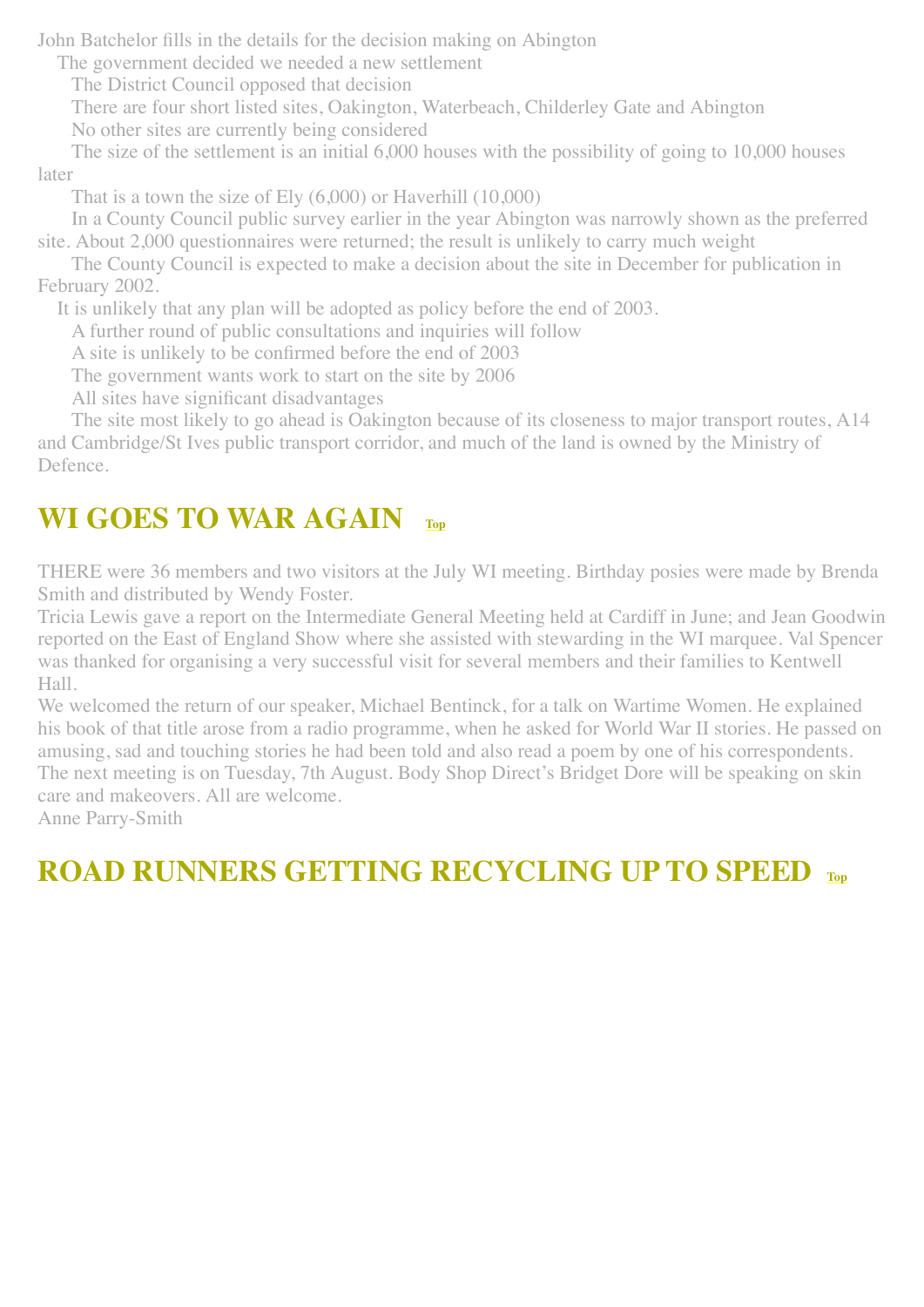John Batchelor fills in the details for the decision making on Abington

The government decided we needed a new settlement

The District Council opposed that decision

There are four short listed sites, Oakington, Waterbeach, Childerley Gate and Abington

No other sites are currently being considered

The size of the settlement is an initial 6,000 houses with the possibility of going to 10,000 houses later

That is a town the size of Ely (6,000) or Haverhill (10,000)

In a County Council public survey earlier in the year Abington was narrowly shown as the preferred site. About 2,000 questionnaires were returned; the result is unlikely to carry much weight

The County Council is expected to make a decision about the site in December for publication in February 2002.

It is unlikely that any plan will be adopted as policy before the end of 2003.

A further round of public consultations and inquiries will follow

A site is unlikely to be confirmed before the end of 2003

The government wants work to start on the site by 2006

All sites have significant disadvantages

The site most likely to go ahead is Oakington because of its closeness to major transport routes, A14 and Cambridge/St Ives public transport corridor, and much of the land is owned by the Ministry of Defence.

## WI GOES TO WAR AGAIN Top

THERE were 36 members and two visitors at the July WI meeting. Birthday posies were made by Brenda Smith and distributed by Wendy Foster.

Tricia Lewis gave a report on the Intermediate General Meeting held at Cardiff in June; and Jean Goodwin reported on the East of England Show where she assisted with stewarding in the WI marquee. Val Spencer was thanked for organising a very successful visit for several members and their families to Kentwell Hall.

We welcomed the return of our speaker, Michael Bentinck, for a talk on Wartime Women. He explained his book of that title arose from a radio programme, when he asked for World War II stories. He passed on amusing, sad and touching stories he had been told and also read a poem by one of his correspondents.

The next meeting is on Tuesday, 7th August. Body Shop Direct's Bridget Dore will be speaking on skin care and makeovers. All are welcome.

Anne Parry-Smith

## ROAD RUNNERS GETTING RECYCLING UP TO SPEED Top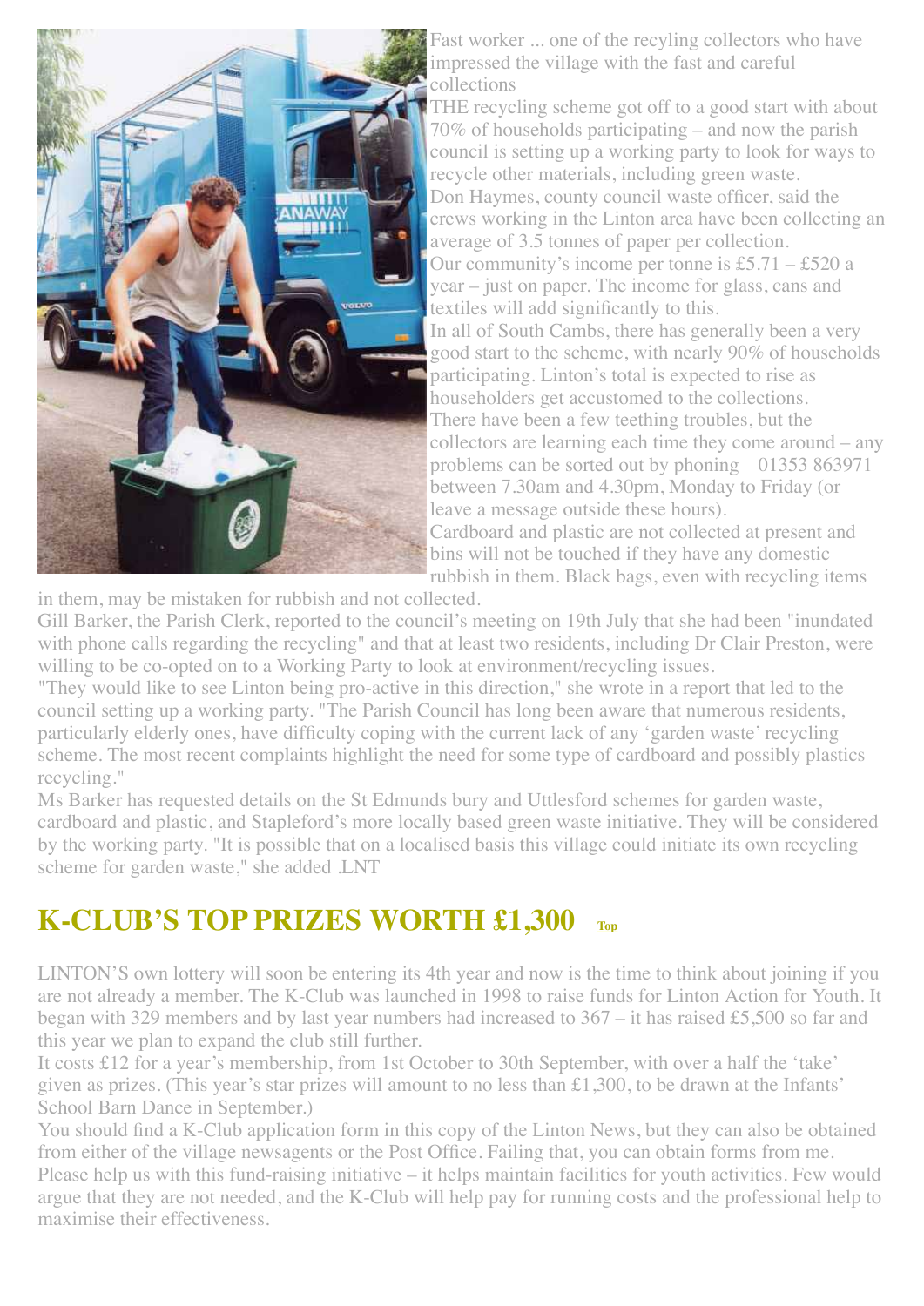Fast worker ... one of the recyling collectors who have impressed the village with the fast and careful collections

THE recycling scheme got off to a good start with about 70% of households participating – and now the parish council is setting up a working party to look for ways to recycle other materials, including green waste.

Don Haymes, county council waste officer, said the crews working in the Linton area have been collecting an average of 3.5 tonnes of paper per collection.

Our community's income per tonne is £5.71 – £520 a year – just on paper. The income for glass, cans and textiles will add significantly to this.

In all of South Cambs, there has generally been a very good start to the scheme, with nearly 90% of households participating. Linton's total is expected to rise as householders get accustomed to the collections.

There have been a few teething troubles, but the collectors are learning each time they come around – any problems can be sorted out by phoning 01353 863971 between 7.30am and 4.30pm, Monday to Friday (or leave a message outside these hours).

Cardboard and plastic are not collected at present and bins will not be touched if they have any domestic rubbish in them. Black bags, even with recycling items in them, may be mistaken for rubbish and not collected.

Gill Barker, the Parish Clerk, reported to the council's meeting on 19th July that she had been "inundated with phone calls regarding the recycling" and that at least two residents, including Dr Clair Preston, were willing to be co-opted on to a Working Party to look at environment/recycling issues.

"They would like to see Linton being pro-active in this direction," she wrote in a report that led to the council setting up a working party. "The Parish Council has long been aware that numerous residents, particularly elderly ones, have difficulty coping with the current lack of any 'garden waste' recycling scheme. The most recent complaints highlight the need for some type of cardboard and possibly plastics recycling."

Ms Barker has requested details on the St Edmunds bury and Uttlesford schemes for garden waste, cardboard and plastic, and Stapleford's more locally based green waste initiative. They will be considered by the working party. "It is possible that on a localised basis this village could initiate its own recycling scheme for garden waste," she added .LNT

## K-CLUB'S TOP PRIZES WORTH £1,300 Top

LINTON'S own lottery will soon be entering its 4th year and now is the time to think about joining if you are not already a member. The K-Club was launched in 1998 to raise funds for Linton Action for Youth. It began with 329 members and by last year numbers had increased to 367 – it has raised £5,500 so far and this year we plan to expand the club still further.

It costs £12 for a year's membership, from 1st October to 30th September, with over a half the 'take' given as prizes. (This year's star prizes will amount to no less than £1,300, to be drawn at the Infants' School Barn Dance in September.)

You should find a K-Club application form in this copy of the Linton News, but they can also be obtained from either of the village newsagents or the Post Office. Failing that, you can obtain forms from me. Please help us with this fund-raising initiative – it helps maintain facilities for youth activities. Few would argue that they are not needed, and the K-Club will help pay for running costs and the professional help to maximise their effectiveness.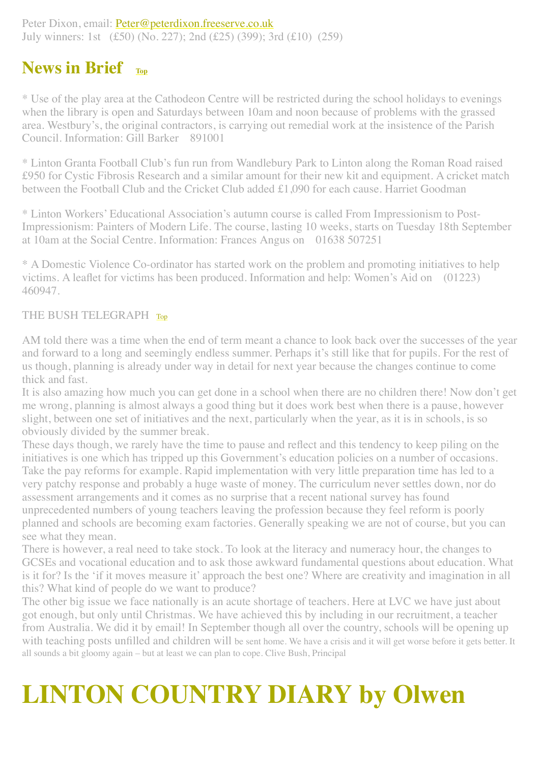Peter Dixon, email: Peter@peterdixon.freeserve.co.uk
July winners: 1st (£50) (No. 227); 2nd (£25) (399); 3rd (£10) (259)

## News in Brief Top

* Use of the play area at the Cathodeon Centre will be restricted during the school holidays to evenings when the library is open and Saturdays between 10am and noon because of problems with the grassed area. Westbury's, the original contractors, is carrying out remedial work at the insistence of the Parish Council. Information: Gill Barker 891001

* Linton Granta Football Club's fun run from Wandlebury Park to Linton along the Roman Road raised £950 for Cystic Fibrosis Research and a similar amount for their new kit and equipment. A cricket match between the Football Club and the Cricket Club added £1,090 for each cause. Harriet Goodman

* Linton Workers' Educational Association's autumn course is called From Impressionism to Post-Impressionism: Painters of Modern Life. The course, lasting 10 weeks, starts on Tuesday 18th September at 10am at the Social Centre. Information: Frances Angus on 01638 507251

* A Domestic Violence Co-ordinator has started work on the problem and promoting initiatives to help victims. A leaflet for victims has been produced. Information and help: Women's Aid on (01223) 460947.

THE BUSH TELEGRAPH Top

AM told there was a time when the end of term meant a chance to look back over the successes of the year and forward to a long and seemingly endless summer. Perhaps it's still like that for pupils. For the rest of us though, planning is already under way in detail for next year because the changes continue to come thick and fast.

It is also amazing how much you can get done in a school when there are no children there! Now don't get me wrong, planning is almost always a good thing but it does work best when there is a pause, however slight, between one set of initiatives and the next, particularly when the year, as it is in schools, is so obviously divided by the summer break.

These days though, we rarely have the time to pause and reflect and this tendency to keep piling on the initiatives is one which has tripped up this Government's education policies on a number of occasions. Take the pay reforms for example. Rapid implementation with very little preparation time has led to a very patchy response and probably a huge waste of money. The curriculum never settles down, nor do assessment arrangements and it comes as no surprise that a recent national survey has found unprecedented numbers of young teachers leaving the profession because they feel reform is poorly planned and schools are becoming exam factories. Generally speaking we are not of course, but you can see what they mean.

There is however, a real need to take stock. To look at the literacy and numeracy hour, the changes to GCSEs and vocational education and to ask those awkward fundamental questions about education. What is it for? Is the 'if it moves measure it' approach the best one? Where are creativity and imagination in all this? What kind of people do we want to produce?

The other big issue we face nationally is an acute shortage of teachers. Here at LVC we have just about got enough, but only until Christmas. We have achieved this by including in our recruitment, a teacher from Australia. We did it by email! In September though all over the country, schools will be opening up with teaching posts unfilled and children will be sent home. We have a crisis and it will get worse before it gets better. It all sounds a bit gloomy again – but at least we can plan to cope. Clive Bush, Principal

# LINTON COUNTRY DIARY by Olwen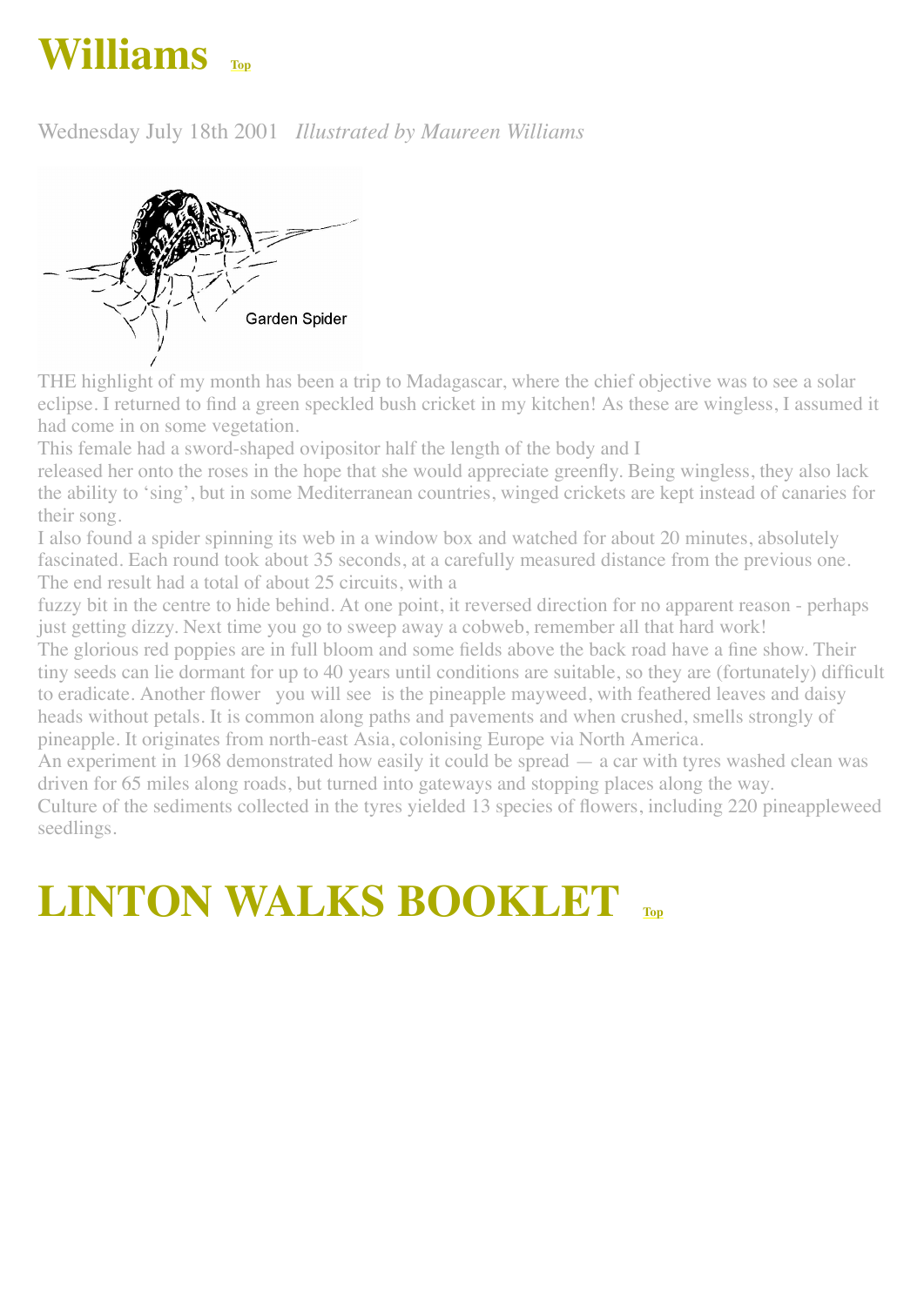# Williams [Top]

Wednesday July 18th 2001 *Illustrated by Maureen Williams*

Garden Spider

THE highlight of my month has been a trip to Madagascar, where the chief objective was to see a solar eclipse. I returned to find a green speckled bush cricket in my kitchen! As these are wingless, I assumed it had come in on some vegetation.

This female had a sword-shaped ovipositor half the length of the body and I released her onto the roses in the hope that she would appreciate greenfly. Being wingless, they also lack the ability to 'sing', but in some Mediterranean countries, winged crickets are kept instead of canaries for their song.

I also found a spider spinning its web in a window box and watched for about 20 minutes, absolutely fascinated. Each round took about 35 seconds, at a carefully measured distance from the previous one. The end result had a total of about 25 circuits, with a fuzzy bit in the centre to hide behind. At one point, it reversed direction for no apparent reason - perhaps just getting dizzy. Next time you go to sweep away a cobweb, remember all that hard work!

The glorious red poppies are in full bloom and some fields above the back road have a fine show. Their tiny seeds can lie dormant for up to 40 years until conditions are suitable, so they are (fortunately) difficult to eradicate. Another flower you will see is the pineapple mayweed, with feathered leaves and daisy heads without petals. It is common along paths and pavements and when crushed, smells strongly of pineapple. It originates from north-east Asia, colonising Europe via North America.

An experiment in 1968 demonstrated how easily it could be spread — a car with tyres washed clean was driven for 65 miles along roads, but turned into gateways and stopping places along the way.

Culture of the sediments collected in the tyres yielded 13 species of flowers, including 220 pineappleweed seedlings.

# LINTON WALKS BOOKLET [Top]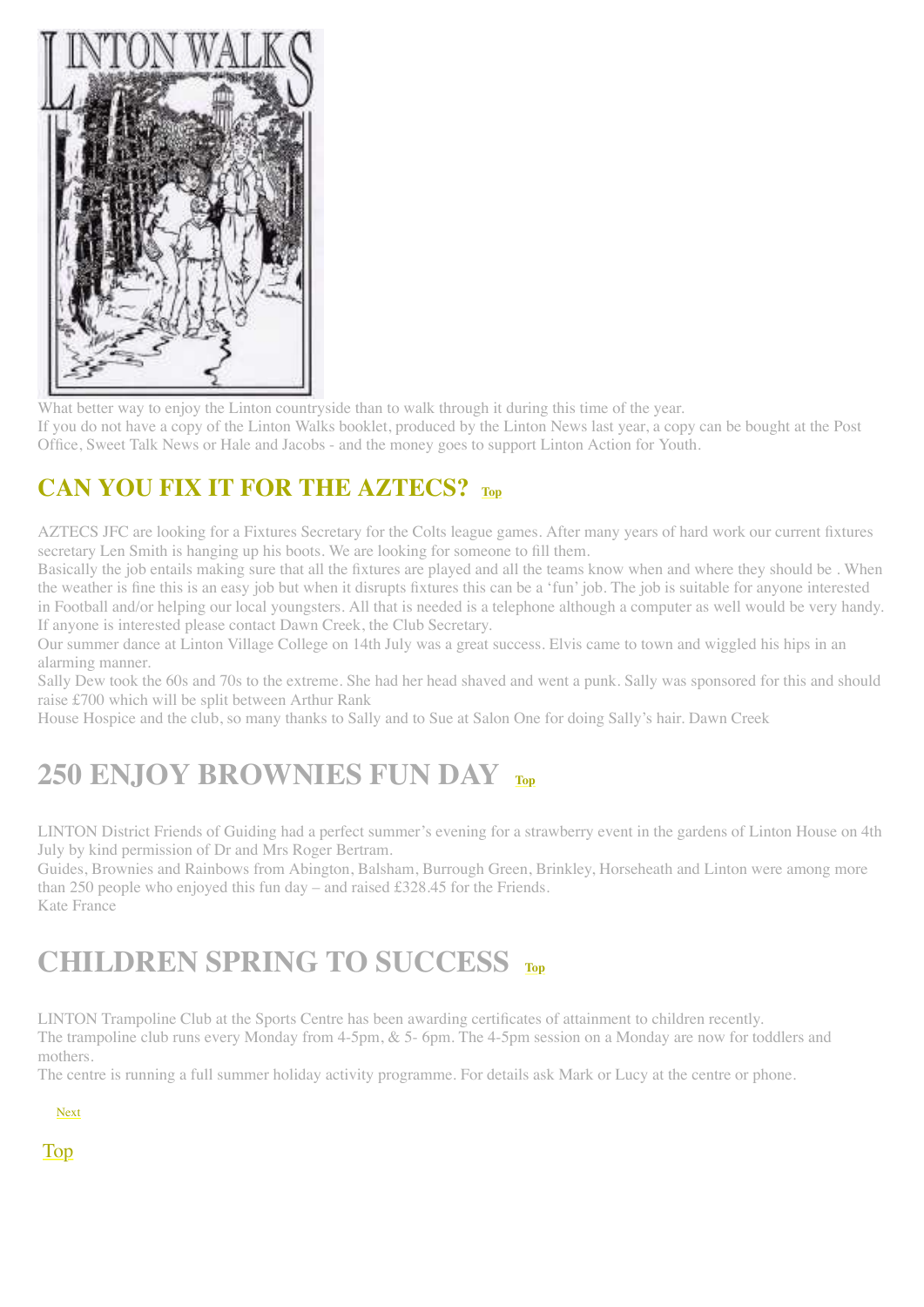What better way to enjoy the Linton countryside than to walk through it during this time of the year.
If you do not have a copy of the Linton Walks booklet, produced by the Linton News last year, a copy can be bought at the Post Office, Sweet Talk News or Hale and Jacobs - and the money goes to support Linton Action for Youth.

## CAN YOU FIX IT FOR THE AZTECS? Top

AZTECS JFC are looking for a Fixtures Secretary for the Colts league games. After many years of hard work our current fixtures secretary Len Smith is hanging up his boots. We are looking for someone to fill them.
Basically the job entails making sure that all the fixtures are played and all the teams know when and where they should be . When the weather is fine this is an easy job but when it disrupts fixtures this can be a 'fun' job. The job is suitable for anyone interested in Football and/or helping our local youngsters. All that is needed is a telephone although a computer as well would be very handy. If anyone is interested please contact Dawn Creek, the Club Secretary.
Our summer dance at Linton Village College on 14th July was a great success. Elvis came to town and wiggled his hips in an alarming manner.
Sally Dew took the 60s and 70s to the extreme. She had her head shaved and went a punk. Sally was sponsored for this and should raise £700 which will be split between Arthur Rank
House Hospice and the club, so many thanks to Sally and to Sue at Salon One for doing Sally's hair. Dawn Creek

## 250 ENJOY BROWNIES FUN DAY Top

LINTON District Friends of Guiding had a perfect summer's evening for a strawberry event in the gardens of Linton House on 4th July by kind permission of Dr and Mrs Roger Bertram.
Guides, Brownies and Rainbows from Abington, Balsham, Burrough Green, Brinkley, Horseheath and Linton were among more than 250 people who enjoyed this fun day – and raised £328.45 for the Friends.
Kate France

## CHILDREN SPRING TO SUCCESS Top

LINTON Trampoline Club at the Sports Centre has been awarding certificates of attainment to children recently.
The trampoline club runs every Monday from 4-5pm, & 5- 6pm. The 4-5pm session on a Monday are now for toddlers and mothers.
The centre is running a full summer holiday activity programme. For details ask Mark or Lucy at the centre or phone.

Next

Top